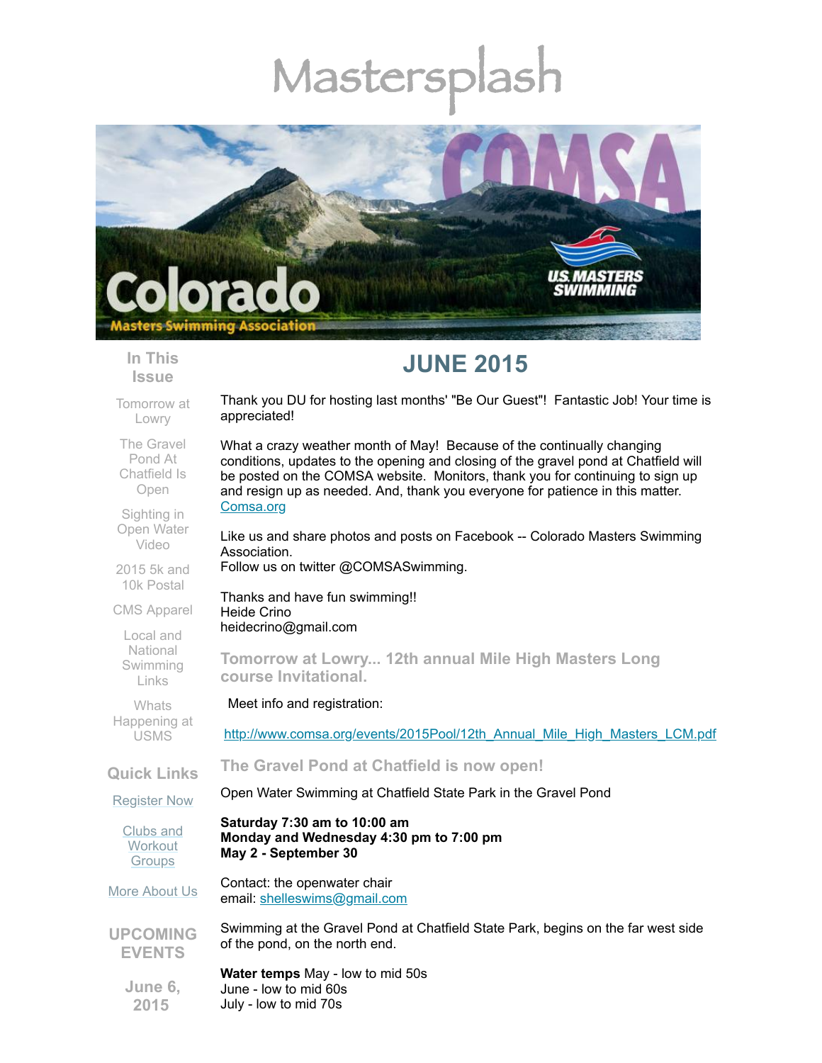# Mastersplash

Colorado Masters Swimming Association

COMSA

U.S. MASTERS SWIMMING

**In This Issue**

- Tomorrow at Lowry
- The Gravel Pond At Chatfield Is Open
- Sighting in Open Water Video
- 2015 5k and 10k Postal
- CMS Apparel
- Local and National Swimming Links
- Whats Happening at USMS

**Quick Links**

- [Register Now]
- [Clubs and Workout Groups]
- [More About Us]

**UPCOMING EVENTS**

**June 6, 2015**

## JUNE 2015

Thank you DU for hosting last months' "Be Our Guest"! Fantastic Job! Your time is appreciated!

What a crazy weather month of May! Because of the continually changing conditions, updates to the opening and closing of the gravel pond at Chatfield will be posted on the COMSA website. Monitors, thank you for continuing to sign up and resign up as needed. And, thank you everyone for patience in this matter.
[Comsa.org]

Like us and share photos and posts on Facebook -- Colorado Masters Swimming Association.
Follow us on twitter @COMSASwimming.

Thanks and have fun swimming!!
Heide Crino
heidecrino@gmail.com

### Tomorrow at Lowry... 12th annual Mile High Masters Long course Invitational.

Meet info and registration:

http://www.comsa.org/events/2015Pool/12th_Annual_Mile_High_Masters_LCM.pdf

### The Gravel Pond at Chatfield is now open!

Open Water Swimming at Chatfield State Park in the Gravel Pond

**Saturday 7:30 am to 10:00 am**
**Monday and Wednesday 4:30 pm to 7:00 pm**
**May 2 - September 30**

Contact: the openwater chair
email: shelleswims@gmail.com

Swimming at the Gravel Pond at Chatfield State Park, begins on the far west side of the pond, on the north end.

**Water temps** May - low to mid 50s
June - low to mid 60s
July - low to mid 70s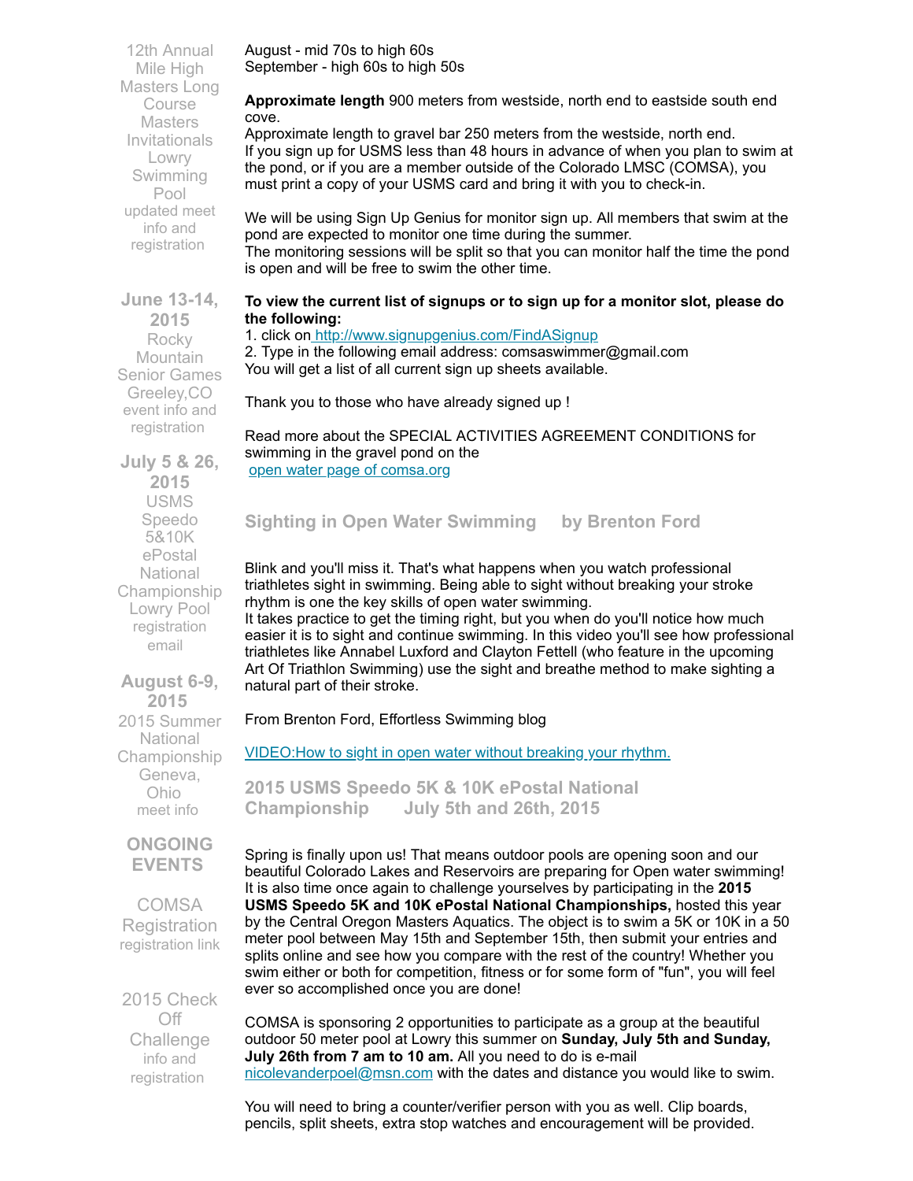12th Annual Mile High Masters Long Course Masters Invitationals Lowry Swimming Pool
updated meet info and registration

**June 13-14, 2015**
Rocky Mountain Senior Games Greeley,CO
event info and registration

**July 5 & 26, 2015**
USMS Speedo 5&10K ePostal National Championship Lowry Pool
registration email

**August 6-9, 2015**
2015 Summer National Championship Geneva, Ohio
meet info

**ONGOING EVENTS**

COMSA Registration
registration link

2015 Check Off Challenge
info and registration

August - mid 70s to high 60s
September - high 60s to high 50s

**Approximate length** 900 meters from westside, north end to eastside south end cove.
Approximate length to gravel bar 250 meters from the westside, north end.
If you sign up for USMS less than 48 hours in advance of when you plan to swim at the pond, or if you are a member outside of the Colorado LMSC (COMSA), you must print a copy of your USMS card and bring it with you to check-in.

We will be using Sign Up Genius for monitor sign up. All members that swim at the pond are expected to monitor one time during the summer.
The monitoring sessions will be split so that you can monitor half the time the pond is open and will be free to swim the other time.

**To view the current list of signups or to sign up for a monitor slot, please do the following:**
1. click on http://www.signupgenius.com/FindASignup
2. Type in the following email address: comsaswimmer@gmail.com
You will get a list of all current sign up sheets available.

Thank you to those who have already signed up !

Read more about the SPECIAL ACTIVITIES AGREEMENT CONDITIONS for swimming in the gravel pond on the
open water page of comsa.org

## Sighting in Open Water Swimming by Brenton Ford

Blink and you'll miss it. That's what happens when you watch professional triathletes sight in swimming. Being able to sight without breaking your stroke rhythm is one the key skills of open water swimming.
It takes practice to get the timing right, but you when do you'll notice how much easier it is to sight and continue swimming. In this video you'll see how professional triathletes like Annabel Luxford and Clayton Fettell (who feature in the upcoming Art Of Triathlon Swimming) use the sight and breathe method to make sighting a natural part of their stroke.

From Brenton Ford, Effortless Swimming blog

VIDEO:How to sight in open water without breaking your rhythm.

## 2015 USMS Speedo 5K & 10K ePostal National Championship July 5th and 26th, 2015

Spring is finally upon us! That means outdoor pools are opening soon and our beautiful Colorado Lakes and Reservoirs are preparing for Open water swimming! It is also time once again to challenge yourselves by participating in the **2015 USMS Speedo 5K and 10K ePostal National Championships,** hosted this year by the Central Oregon Masters Aquatics. The object is to swim a 5K or 10K in a 50 meter pool between May 15th and September 15th, then submit your entries and splits online and see how you compare with the rest of the country! Whether you swim either or both for competition, fitness or for some form of "fun", you will feel ever so accomplished once you are done!

COMSA is sponsoring 2 opportunities to participate as a group at the beautiful outdoor 50 meter pool at Lowry this summer on **Sunday, July 5th and Sunday, July 26th from 7 am to 10 am.** All you need to do is e-mail nicolevanderpoel@msn.com with the dates and distance you would like to swim.

You will need to bring a counter/verifier person with you as well. Clip boards, pencils, split sheets, extra stop watches and encouragement will be provided.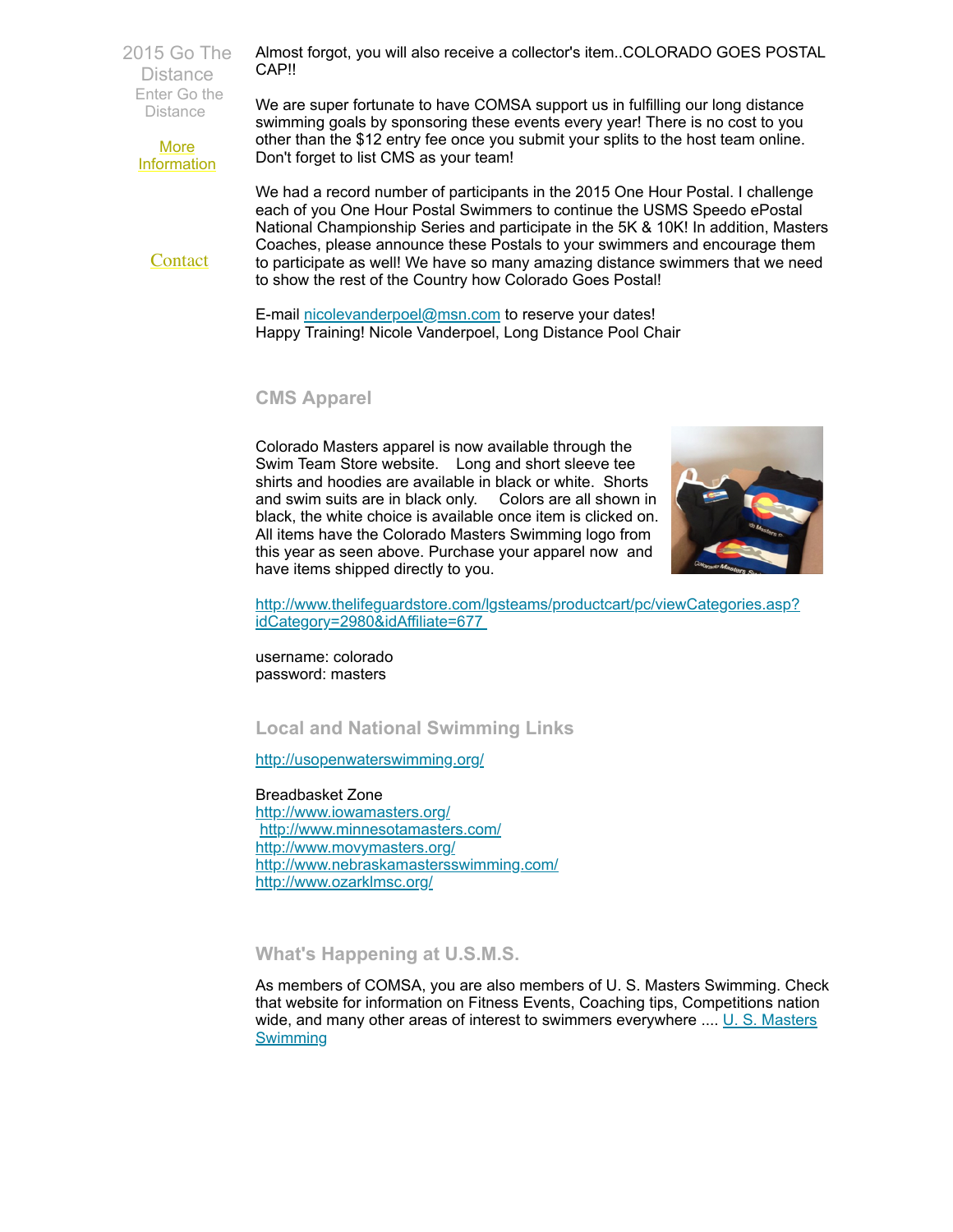2015 Go The Distance

Enter Go the Distance

More Information

Contact

Almost forgot, you will also receive a collector's item..COLORADO GOES POSTAL CAP!!

We are super fortunate to have COMSA support us in fulfilling our long distance swimming goals by sponsoring these events every year! There is no cost to you other than the $12 entry fee once you submit your splits to the host team online. Don't forget to list CMS as your team!

We had a record number of participants in the 2015 One Hour Postal. I challenge each of you One Hour Postal Swimmers to continue the USMS Speedo ePostal National Championship Series and participate in the 5K & 10K! In addition, Masters Coaches, please announce these Postals to your swimmers and encourage them to participate as well! We have so many amazing distance swimmers that we need to show the rest of the Country how Colorado Goes Postal!

E-mail nicolevanderpoel@msn.com to reserve your dates!
Happy Training! Nicole Vanderpoel, Long Distance Pool Chair

### CMS Apparel

Colorado Masters apparel is now available through the Swim Team Store website. Long and short sleeve tee shirts and hoodies are available in black or white. Shorts and swim suits are in black only. Colors are all shown in black, the white choice is available once item is clicked on. All items have the Colorado Masters Swimming logo from this year as seen above. Purchase your apparel now and have items shipped directly to you.

http://www.thelifeguardstore.com/lgsteams/productcart/pc/viewCategories.asp?idCategory=2980&idAffiliate=677

username: colorado
password: masters

### Local and National Swimming Links

http://usopenwaterswimming.org/

Breadbasket Zone
http://www.iowamasters.org/
http://www.minnesotamasters.com/
http://www.movymasters.org/
http://www.nebraskamastersswimming.com/
http://www.ozarklmsc.org/

### What's Happening at U.S.M.S.

As members of COMSA, you are also members of U. S. Masters Swimming. Check that website for information on Fitness Events, Coaching tips, Competitions nation wide, and many other areas of interest to swimmers everywhere .... U. S. Masters Swimming